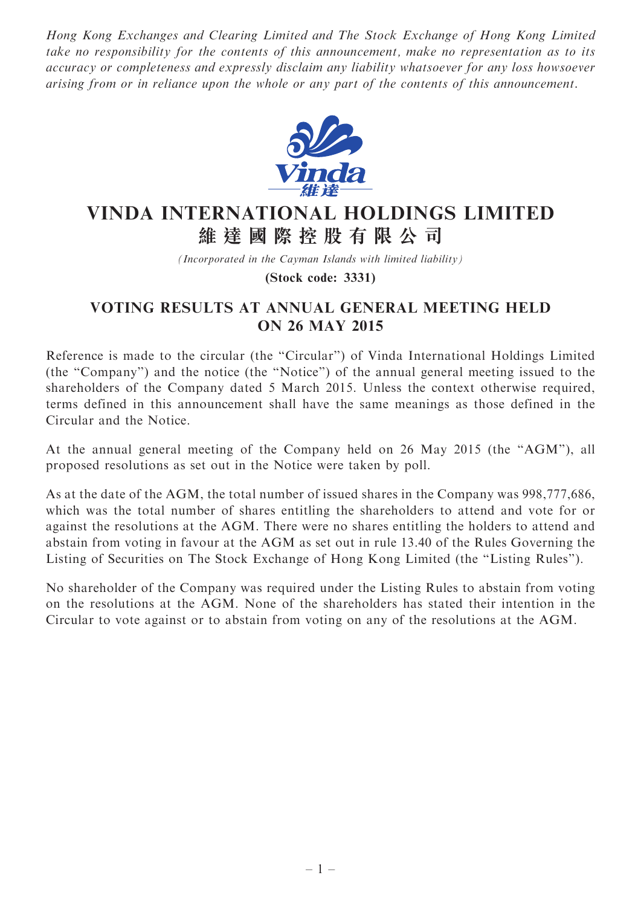*Hong Kong Exchanges and Clearing Limited and The Stock Exchange of Hong Kong Limited take no responsibility for the contents of this announcement, make no representation as to its accuracy or completeness and expressly disclaim any liability whatsoever for any loss howsoever arising from or in reliance upon the whole or any part of the contents of this announcement.*

# VINDA INTERNATIONAL HOLDINGS LIMITED
# 維達國際控股有限公司

*(Incorporated in the Cayman Islands with limited liability)*

**(Stock code: 3331)**

## VOTING RESULTS AT ANNUAL GENERAL MEETING HELD ON 26 MAY 2015

Reference is made to the circular (the "Circular") of Vinda International Holdings Limited (the "Company") and the notice (the "Notice") of the annual general meeting issued to the shareholders of the Company dated 5 March 2015. Unless the context otherwise required, terms defined in this announcement shall have the same meanings as those defined in the Circular and the Notice.

At the annual general meeting of the Company held on 26 May 2015 (the "AGM"), all proposed resolutions as set out in the Notice were taken by poll.

As at the date of the AGM, the total number of issued shares in the Company was 998,777,686, which was the total number of shares entitling the shareholders to attend and vote for or against the resolutions at the AGM. There were no shares entitling the holders to attend and abstain from voting in favour at the AGM as set out in rule 13.40 of the Rules Governing the Listing of Securities on The Stock Exchange of Hong Kong Limited (the "Listing Rules").

No shareholder of the Company was required under the Listing Rules to abstain from voting on the resolutions at the AGM. None of the shareholders has stated their intention in the Circular to vote against or to abstain from voting on any of the resolutions at the AGM.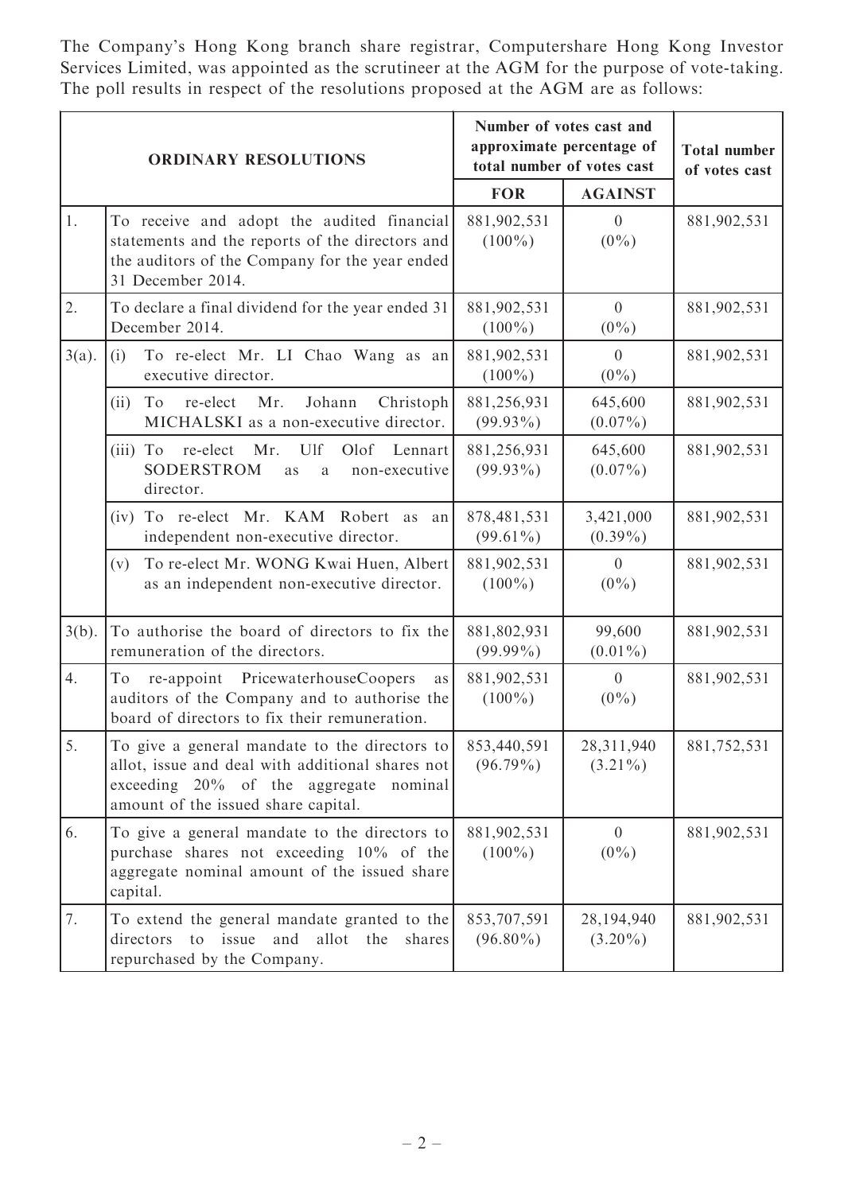The Company's Hong Kong branch share registrar, Computershare Hong Kong Investor Services Limited, was appointed as the scrutineer at the AGM for the purpose of vote-taking. The poll results in respect of the resolutions proposed at the AGM are as follows:

| ORDINARY RESOLUTIONS | | Number of votes cast and approximate percentage of total number of votes cast | | Total number of votes cast |
|---|---|---|---|---|
| | | FOR | AGAINST | |
| 1. | To receive and adopt the audited financial statements and the reports of the directors and the auditors of the Company for the year ended 31 December 2014. | 881,902,531 (100%) | 0 (0%) | 881,902,531 |
| 2. | To declare a final dividend for the year ended 31 December 2014. | 881,902,531 (100%) | 0 (0%) | 881,902,531 |
| 3(a). | (i) To re-elect Mr. LI Chao Wang as an executive director. | 881,902,531 (100%) | 0 (0%) | 881,902,531 |
| | (ii) To re-elect Mr. Johann Christoph MICHALSKI as a non-executive director. | 881,256,931 (99.93%) | 645,600 (0.07%) | 881,902,531 |
| | (iii) To re-elect Mr. Ulf Olof Lennart SODERSTROM as a non-executive director. | 881,256,931 (99.93%) | 645,600 (0.07%) | 881,902,531 |
| | (iv) To re-elect Mr. KAM Robert as an independent non-executive director. | 878,481,531 (99.61%) | 3,421,000 (0.39%) | 881,902,531 |
| | (v) To re-elect Mr. WONG Kwai Huen, Albert as an independent non-executive director. | 881,902,531 (100%) | 0 (0%) | 881,902,531 |
| 3(b). | To authorise the board of directors to fix the remuneration of the directors. | 881,802,931 (99.99%) | 99,600 (0.01%) | 881,902,531 |
| 4. | To re-appoint PricewaterhouseCoopers as auditors of the Company and to authorise the board of directors to fix their remuneration. | 881,902,531 (100%) | 0 (0%) | 881,902,531 |
| 5. | To give a general mandate to the directors to allot, issue and deal with additional shares not exceeding 20% of the aggregate nominal amount of the issued share capital. | 853,440,591 (96.79%) | 28,311,940 (3.21%) | 881,752,531 |
| 6. | To give a general mandate to the directors to purchase shares not exceeding 10% of the aggregate nominal amount of the issued share capital. | 881,902,531 (100%) | 0 (0%) | 881,902,531 |
| 7. | To extend the general mandate granted to the directors to issue and allot the shares repurchased by the Company. | 853,707,591 (96.80%) | 28,194,940 (3.20%) | 881,902,531 |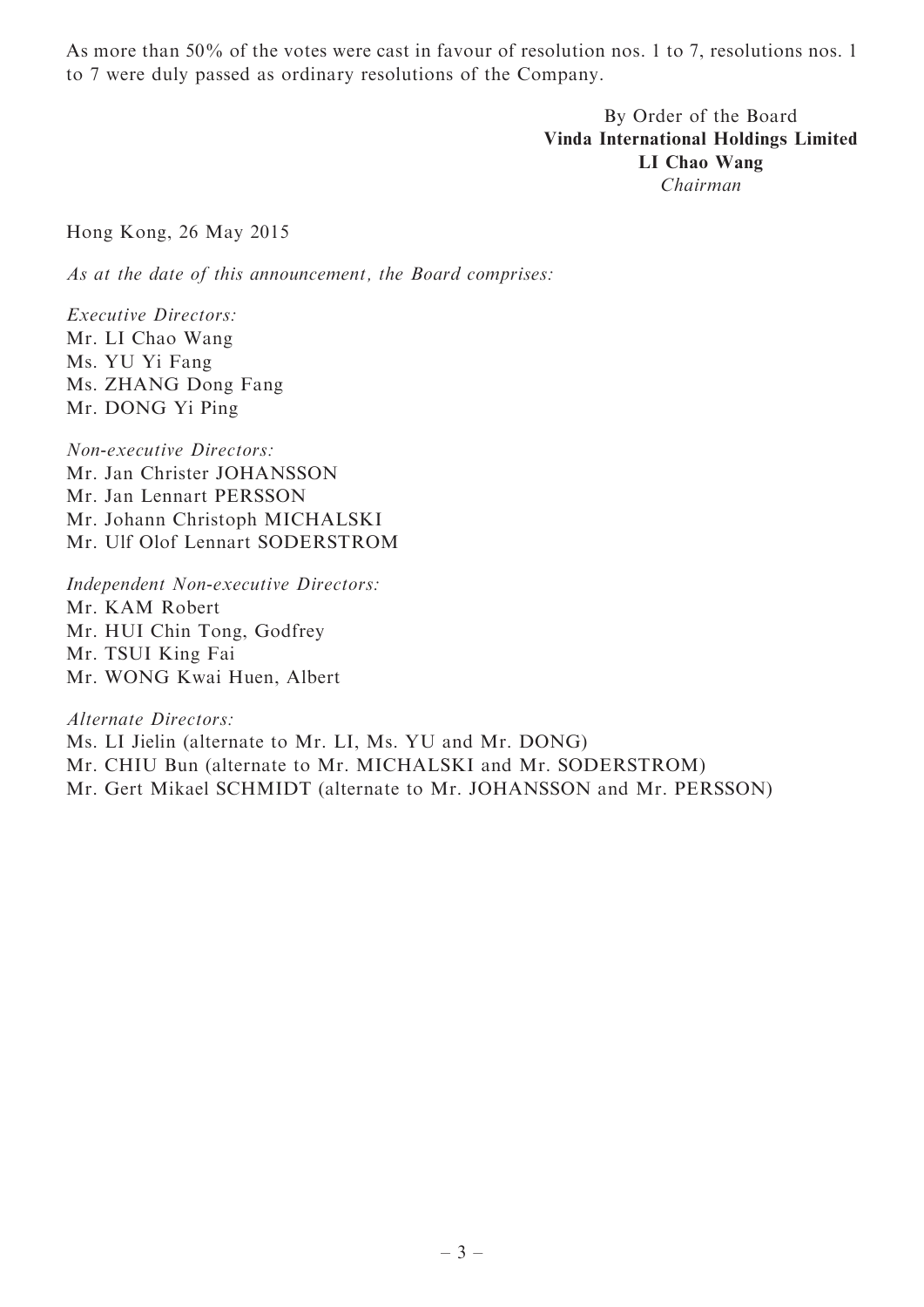As more than 50% of the votes were cast in favour of resolution nos. 1 to 7, resolutions nos. 1 to 7 were duly passed as ordinary resolutions of the Company.

By Order of the Board
**Vinda International Holdings Limited**
**LI Chao Wang**
*Chairman*

Hong Kong, 26 May 2015

*As at the date of this announcement, the Board comprises:*

*Executive Directors:*
Mr. LI Chao Wang
Ms. YU Yi Fang
Ms. ZHANG Dong Fang
Mr. DONG Yi Ping

*Non-executive Directors:*
Mr. Jan Christer JOHANSSON
Mr. Jan Lennart PERSSON
Mr. Johann Christoph MICHALSKI
Mr. Ulf Olof Lennart SODERSTROM

*Independent Non-executive Directors:*
Mr. KAM Robert
Mr. HUI Chin Tong, Godfrey
Mr. TSUI King Fai
Mr. WONG Kwai Huen, Albert

*Alternate Directors:*
Ms. LI Jielin (alternate to Mr. LI, Ms. YU and Mr. DONG)
Mr. CHIU Bun (alternate to Mr. MICHALSKI and Mr. SODERSTROM)
Mr. Gert Mikael SCHMIDT (alternate to Mr. JOHANSSON and Mr. PERSSON)